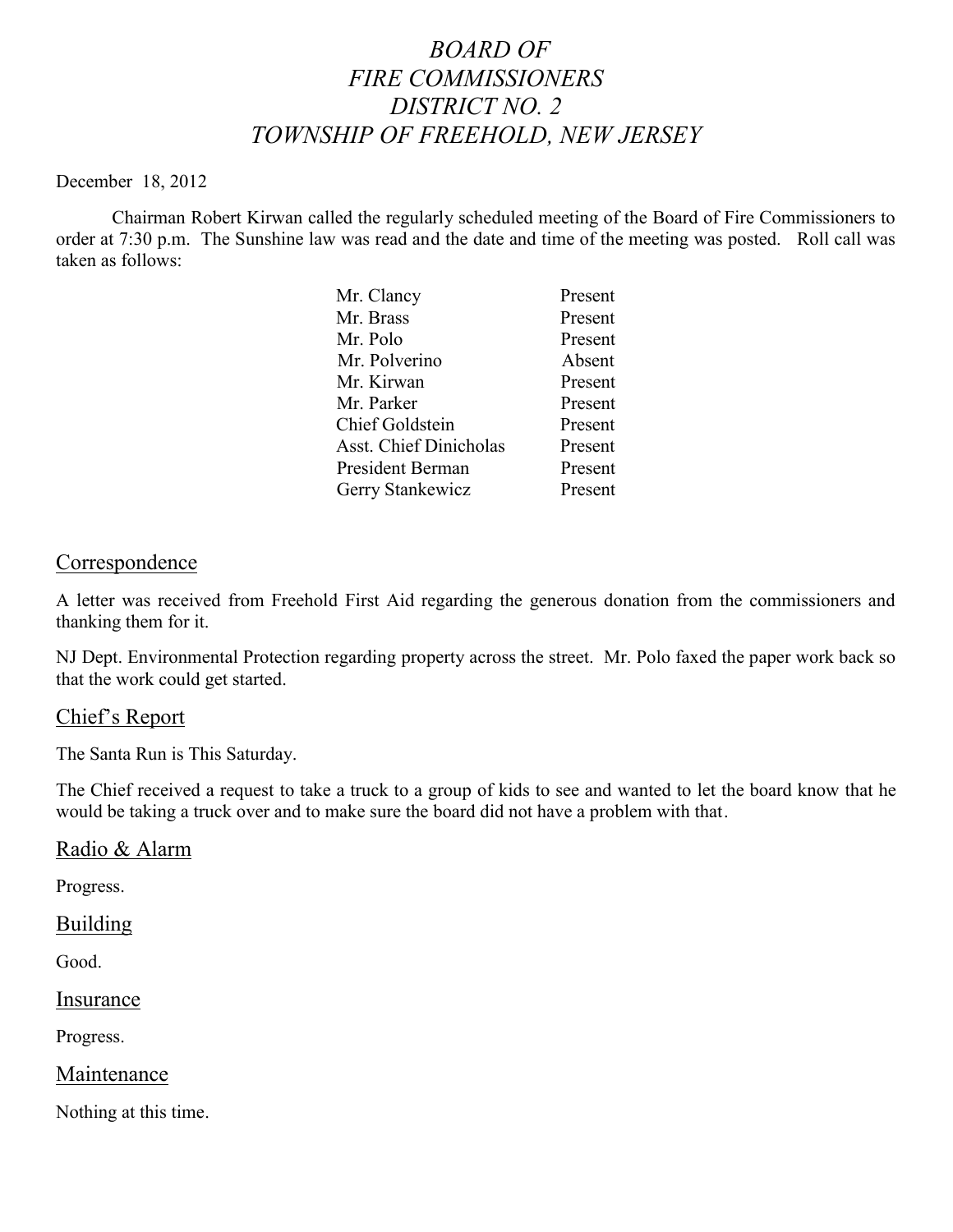# *BOARD OF FIRE COMMISSIONERS DISTRICT NO. 2 TOWNSHIP OF FREEHOLD, NEW JERSEY*

December 18, 2012

Chairman Robert Kirwan called the regularly scheduled meeting of the Board of Fire Commissioners to order at 7:30 p.m. The Sunshine law was read and the date and time of the meeting was posted. Roll call was taken as follows:

| | |
|---|---|
| Mr. Clancy | Present |
| Mr. Brass | Present |
| Mr. Polo | Present |
| Mr. Polverino | Absent |
| Mr. Kirwan | Present |
| Mr. Parker | Present |
| Chief Goldstein | Present |
| Asst. Chief Dinicholas | Present |
| President Berman | Present |
| Gerry Stankewicz | Present |

## Correspondence

A letter was received from Freehold First Aid regarding the generous donation from the commissioners and thanking them for it.

NJ Dept. Environmental Protection regarding property across the street. Mr. Polo faxed the paper work back so that the work could get started.

## Chief's Report

The Santa Run is This Saturday.

The Chief received a request to take a truck to a group of kids to see and wanted to let the board know that he would be taking a truck over and to make sure the board did not have a problem with that.

## Radio & Alarm

Progress.

## Building

Good.

## Insurance

Progress.

## Maintenance

Nothing at this time.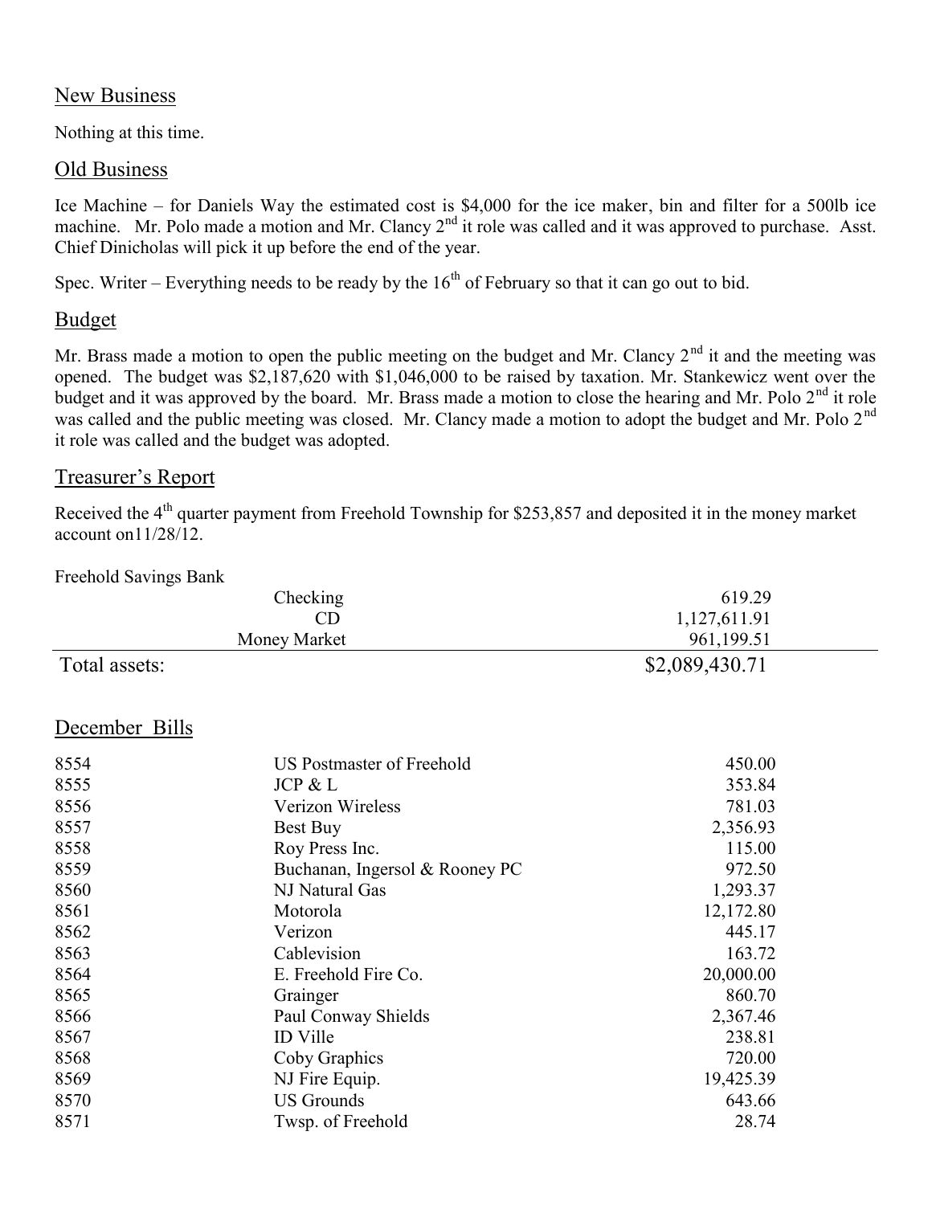## New Business

Nothing at this time.

## Old Business

Ice Machine – for Daniels Way the estimated cost is $4,000 for the ice maker, bin and filter for a 500lb ice machine. Mr. Polo made a motion and Mr. Clancy 2nd it role was called and it was approved to purchase. Asst. Chief Dinicholas will pick it up before the end of the year.

Spec. Writer – Everything needs to be ready by the 16th of February so that it can go out to bid.

## Budget

Mr. Brass made a motion to open the public meeting on the budget and Mr. Clancy 2nd it and the meeting was opened. The budget was $2,187,620 with $1,046,000 to be raised by taxation. Mr. Stankewicz went over the budget and it was approved by the board. Mr. Brass made a motion to close the hearing and Mr. Polo 2nd it role was called and the public meeting was closed. Mr. Clancy made a motion to adopt the budget and Mr. Polo 2nd it role was called and the budget was adopted.

## Treasurer's Report

Received the 4th quarter payment from Freehold Township for $253,857 and deposited it in the money market account on11/28/12.

Freehold Savings Bank

| | | |
|---|---|---|
| | Checking | 619.29 |
| | CD | 1,127,611.91 |
| | Money Market | 961,199.51 |
| Total assets: | | $2,089,430.71 |

## December Bills

| | | |
|---|---|---|
| 8554 | US Postmaster of Freehold | 450.00 |
| 8555 | JCP & L | 353.84 |
| 8556 | Verizon Wireless | 781.03 |
| 8557 | Best Buy | 2,356.93 |
| 8558 | Roy Press Inc. | 115.00 |
| 8559 | Buchanan, Ingersol & Rooney PC | 972.50 |
| 8560 | NJ Natural Gas | 1,293.37 |
| 8561 | Motorola | 12,172.80 |
| 8562 | Verizon | 445.17 |
| 8563 | Cablevision | 163.72 |
| 8564 | E. Freehold Fire Co. | 20,000.00 |
| 8565 | Grainger | 860.70 |
| 8566 | Paul Conway Shields | 2,367.46 |
| 8567 | ID Ville | 238.81 |
| 8568 | Coby Graphics | 720.00 |
| 8569 | NJ Fire Equip. | 19,425.39 |
| 8570 | US Grounds | 643.66 |
| 8571 | Twsp. of Freehold | 28.74 |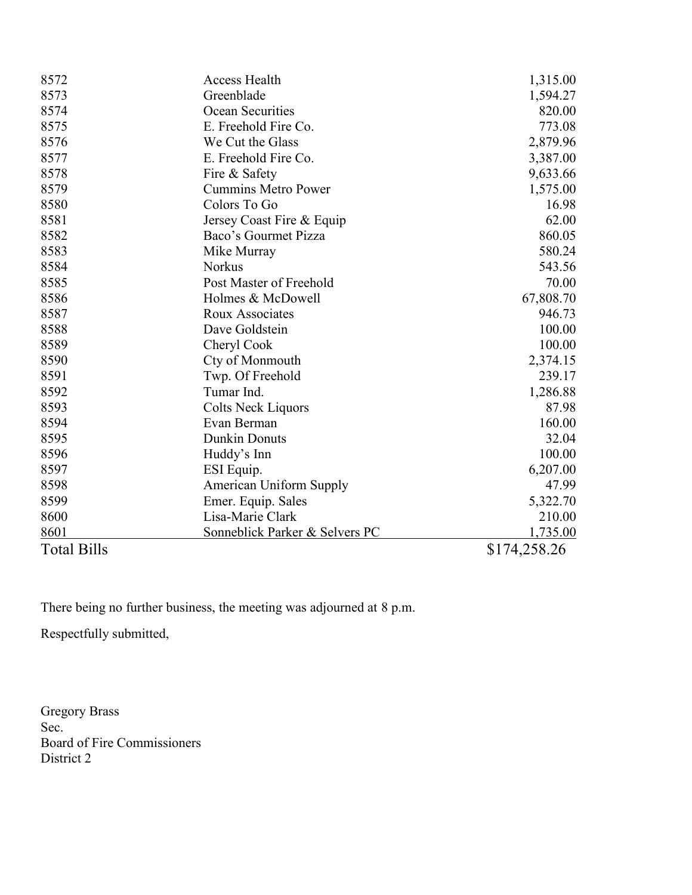| | | |
|---|---|---|
| 8572 | Access Health | 1,315.00 |
| 8573 | Greenblade | 1,594.27 |
| 8574 | Ocean Securities | 820.00 |
| 8575 | E. Freehold Fire Co. | 773.08 |
| 8576 | We Cut the Glass | 2,879.96 |
| 8577 | E. Freehold Fire Co. | 3,387.00 |
| 8578 | Fire & Safety | 9,633.66 |
| 8579 | Cummins Metro Power | 1,575.00 |
| 8580 | Colors To Go | 16.98 |
| 8581 | Jersey Coast Fire & Equip | 62.00 |
| 8582 | Baco's Gourmet Pizza | 860.05 |
| 8583 | Mike Murray | 580.24 |
| 8584 | Norkus | 543.56 |
| 8585 | Post Master of Freehold | 70.00 |
| 8586 | Holmes & McDowell | 67,808.70 |
| 8587 | Roux Associates | 946.73 |
| 8588 | Dave Goldstein | 100.00 |
| 8589 | Cheryl Cook | 100.00 |
| 8590 | Cty of Monmouth | 2,374.15 |
| 8591 | Twp. Of Freehold | 239.17 |
| 8592 | Tumar Ind. | 1,286.88 |
| 8593 | Colts Neck Liquors | 87.98 |
| 8594 | Evan Berman | 160.00 |
| 8595 | Dunkin Donuts | 32.04 |
| 8596 | Huddy's Inn | 100.00 |
| 8597 | ESI Equip. | 6,207.00 |
| 8598 | American Uniform Supply | 47.99 |
| 8599 | Emer. Equip. Sales | 5,322.70 |
| 8600 | Lisa-Marie Clark | 210.00 |
| 8601 | Sonneblick Parker & Selvers PC | 1,735.00 |
| Total Bills | | $174,258.26 |

There being no further business, the meeting was adjourned at 8 p.m.

Respectfully submitted,

Gregory Brass
Sec.
Board of Fire Commissioners
District 2